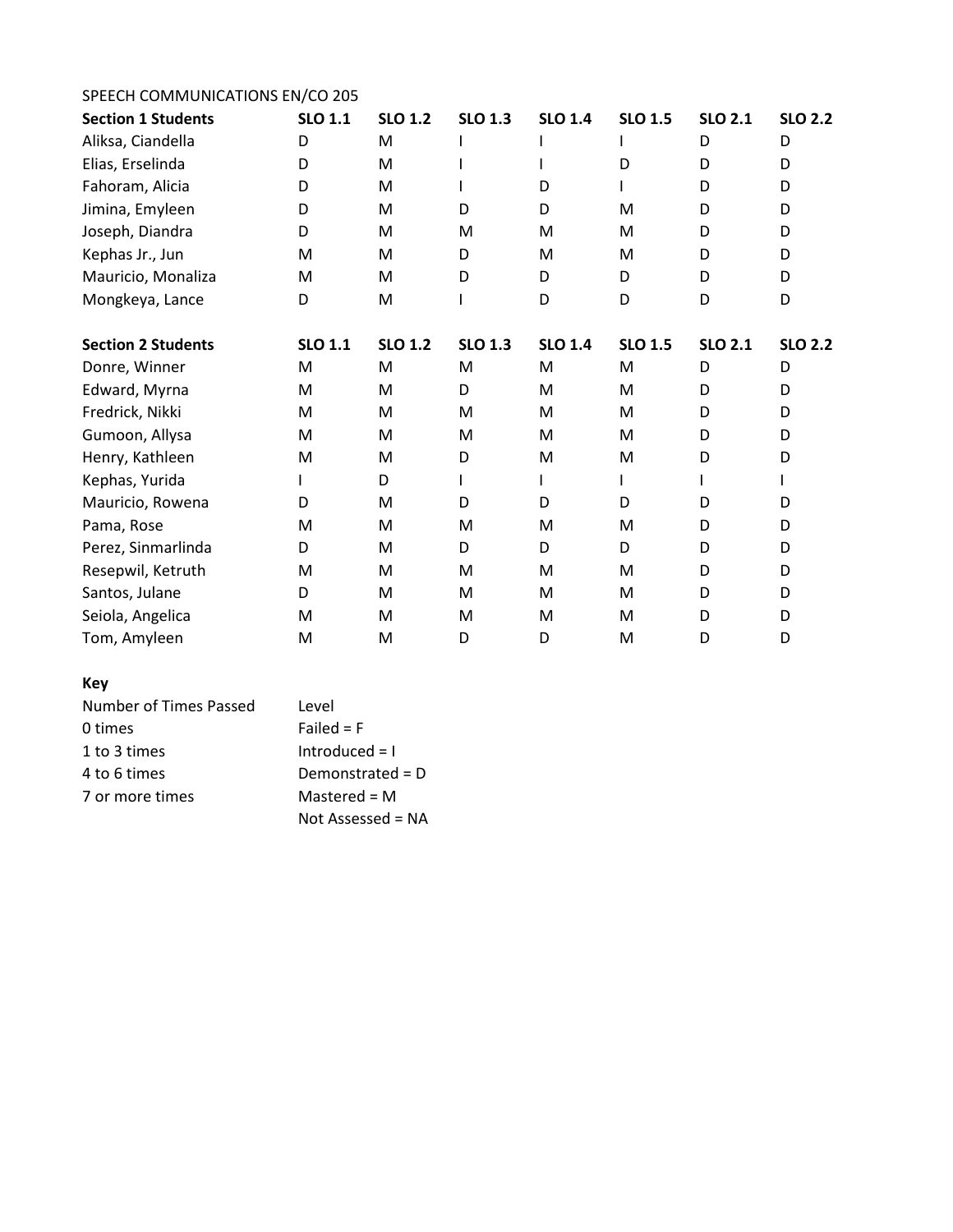SPEECH COMMUNICATIONS EN/CO 205

| Section 1 Students | SLO 1.1 | SLO 1.2 | SLO 1.3 | SLO 1.4 | SLO 1.5 | SLO 2.1 | SLO 2.2 |
|---|---|---|---|---|---|---|---|
| Aliksa, Ciandella | D | M | I | I | I | D | D |
| Elias, Erselinda | D | M | I | I | D | D | D |
| Fahoram, Alicia | D | M | I | D | I | D | D |
| Jimina, Emyleen | D | M | D | D | M | D | D |
| Joseph, Diandra | D | M | M | M | M | D | D |
| Kephas Jr., Jun | M | M | D | M | M | D | D |
| Mauricio, Monaliza | M | M | D | D | D | D | D |
| Mongkeya, Lance | D | M | I | D | D | D | D |

| Section 2 Students | SLO 1.1 | SLO 1.2 | SLO 1.3 | SLO 1.4 | SLO 1.5 | SLO 2.1 | SLO 2.2 |
|---|---|---|---|---|---|---|---|
| Donre, Winner | M | M | M | M | M | D | D |
| Edward, Myrna | M | M | D | M | M | D | D |
| Fredrick, Nikki | M | M | M | M | M | D | D |
| Gumoon, Allysa | M | M | M | M | M | D | D |
| Henry, Kathleen | M | M | D | M | M | D | D |
| Kephas, Yurida | I | D | I | I | I | I | I |
| Mauricio, Rowena | D | M | D | D | D | D | D |
| Pama, Rose | M | M | M | M | M | D | D |
| Perez, Sinmarlinda | D | M | D | D | D | D | D |
| Resepwil, Ketruth | M | M | M | M | M | D | D |
| Santos, Julane | D | M | M | M | M | D | D |
| Seiola, Angelica | M | M | M | M | M | D | D |
| Tom, Amyleen | M | M | D | D | M | D | D |

**Key**

| Number of Times Passed | Level |
|---|---|
| 0 times | Failed = F |
| 1 to 3 times | Introduced = I |
| 4 to 6 times | Demonstrated = D |
| 7 or more times | Mastered = M |
| | Not Assessed = NA |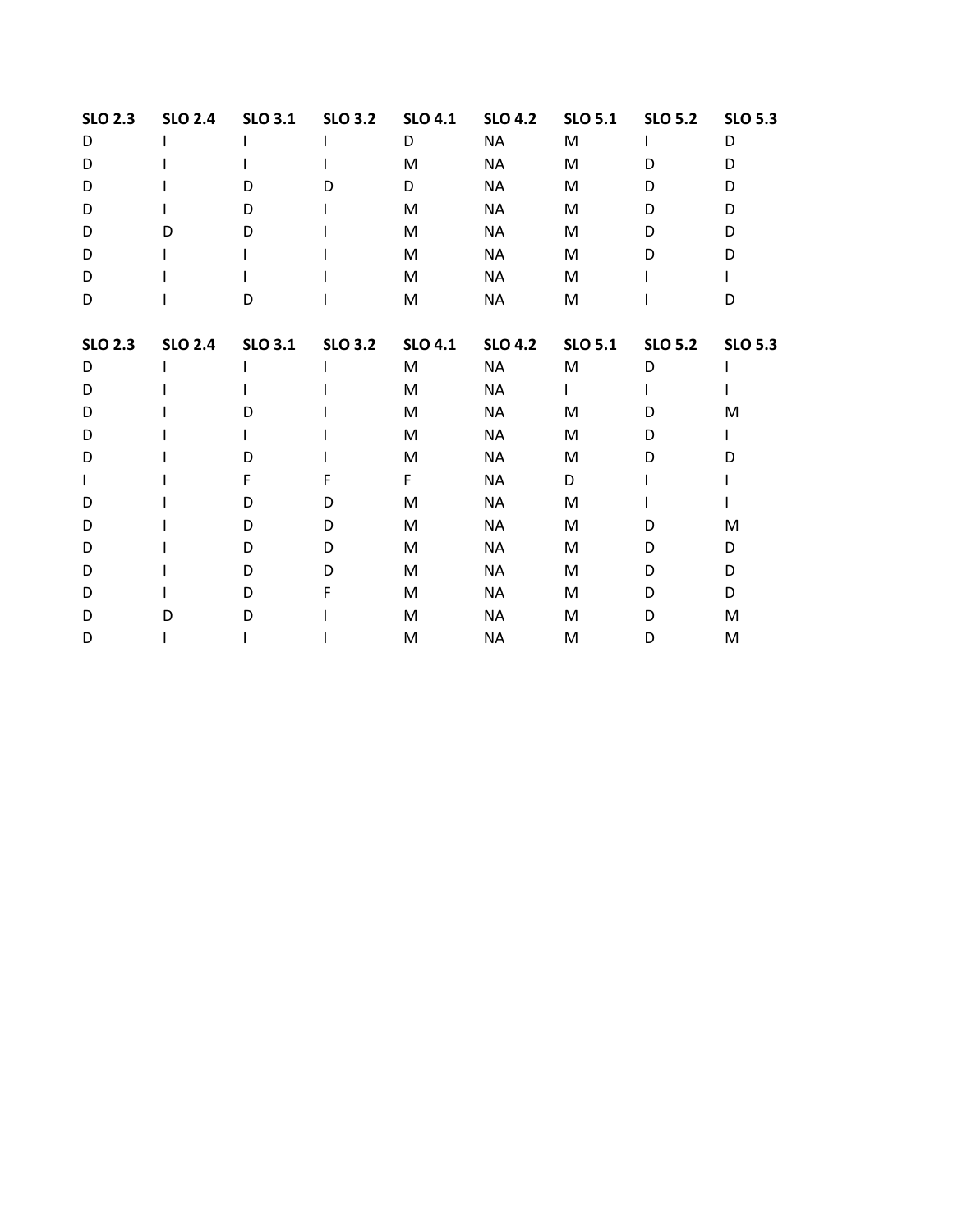| SLO 2.3 | SLO 2.4 | SLO 3.1 | SLO 3.2 | SLO 4.1 | SLO 4.2 | SLO 5.1 | SLO 5.2 | SLO 5.3 |
|---|---|---|---|---|---|---|---|---|
| D | I | I | I | D | NA | M | I | D |
| D | I | I | I | M | NA | M | D | D |
| D | I | D | D | D | NA | M | D | D |
| D | I | D | I | M | NA | M | D | D |
| D | D | D | I | M | NA | M | D | D |
| D | I | I | I | M | NA | M | D | D |
| D | I | I | I | M | NA | M | I | I |
| D | I | D | I | M | NA | M | I | D |

| SLO 2.3 | SLO 2.4 | SLO 3.1 | SLO 3.2 | SLO 4.1 | SLO 4.2 | SLO 5.1 | SLO 5.2 | SLO 5.3 |
|---|---|---|---|---|---|---|---|---|
| D | I | I | I | M | NA | M | D | I |
| D | I | I | I | M | NA | I | I | I |
| D | I | D | I | M | NA | M | D | M |
| D | I | I | I | M | NA | M | D | I |
| D | I | D | I | M | NA | M | D | D |
| I | I | F | F | F | NA | D | I | I |
| D | I | D | D | M | NA | M | I | I |
| D | I | D | D | M | NA | M | D | M |
| D | I | D | D | M | NA | M | D | D |
| D | I | D | D | M | NA | M | D | D |
| D | I | D | F | M | NA | M | D | D |
| D | D | D | I | M | NA | M | D | M |
| D | I | I | I | M | NA | M | D | M |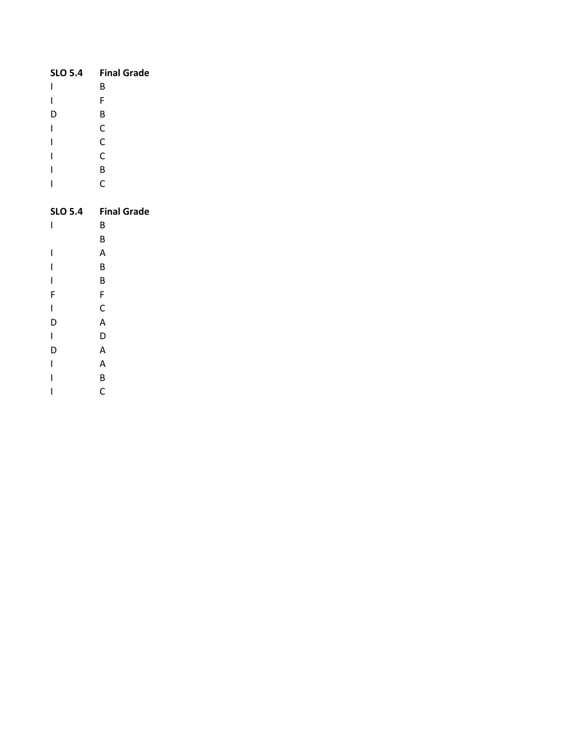| SLO 5.4 | Final Grade |
| --- | --- |
| I | B |
| I | F |
| D | B |
| I | C |
| I | C |
| I | C |
| I | B |
| I | C |

| SLO 5.4 | Final Grade |
| --- | --- |
| I | B |
| | B |
| I | A |
| I | B |
| I | B |
| F | F |
| I | C |
| D | A |
| I | D |
| D | A |
| I | A |
| I | B |
| I | C |